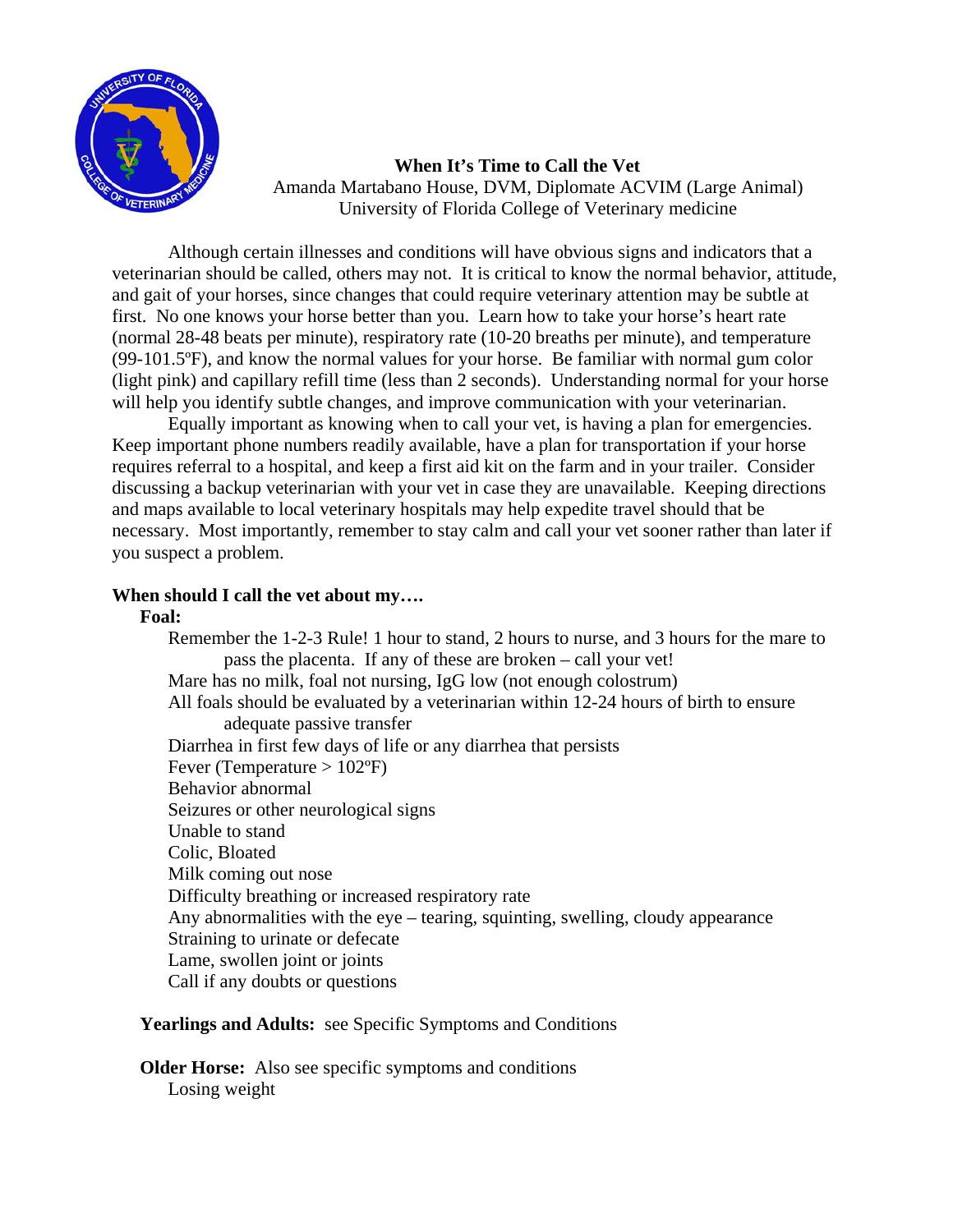# When It's Time to Call the Vet

Amanda Martabano House, DVM, Diplomate ACVIM (Large Animal)
University of Florida College of Veterinary medicine

Although certain illnesses and conditions will have obvious signs and indicators that a veterinarian should be called, others may not. It is critical to know the normal behavior, attitude, and gait of your horses, since changes that could require veterinary attention may be subtle at first. No one knows your horse better than you. Learn how to take your horse's heart rate (normal 28-48 beats per minute), respiratory rate (10-20 breaths per minute), and temperature (99-101.5ºF), and know the normal values for your horse. Be familiar with normal gum color (light pink) and capillary refill time (less than 2 seconds). Understanding normal for your horse will help you identify subtle changes, and improve communication with your veterinarian.

Equally important as knowing when to call your vet, is having a plan for emergencies. Keep important phone numbers readily available, have a plan for transportation if your horse requires referral to a hospital, and keep a first aid kit on the farm and in your trailer. Consider discussing a backup veterinarian with your vet in case they are unavailable. Keeping directions and maps available to local veterinary hospitals may help expedite travel should that be necessary. Most importantly, remember to stay calm and call your vet sooner rather than later if you suspect a problem.

## When should I call the vet about my….

### Foal:

- Remember the 1-2-3 Rule! 1 hour to stand, 2 hours to nurse, and 3 hours for the mare to pass the placenta. If any of these are broken – call your vet!
- Mare has no milk, foal not nursing, IgG low (not enough colostrum)
- All foals should be evaluated by a veterinarian within 12-24 hours of birth to ensure adequate passive transfer
- Diarrhea in first few days of life or any diarrhea that persists
- Fever (Temperature > 102ºF)
- Behavior abnormal
- Seizures or other neurological signs
- Unable to stand
- Colic, Bloated
- Milk coming out nose
- Difficulty breathing or increased respiratory rate
- Any abnormalities with the eye – tearing, squinting, swelling, cloudy appearance
- Straining to urinate or defecate
- Lame, swollen joint or joints
- Call if any doubts or questions

**Yearlings and Adults:** see Specific Symptoms and Conditions

**Older Horse:** Also see specific symptoms and conditions

- Losing weight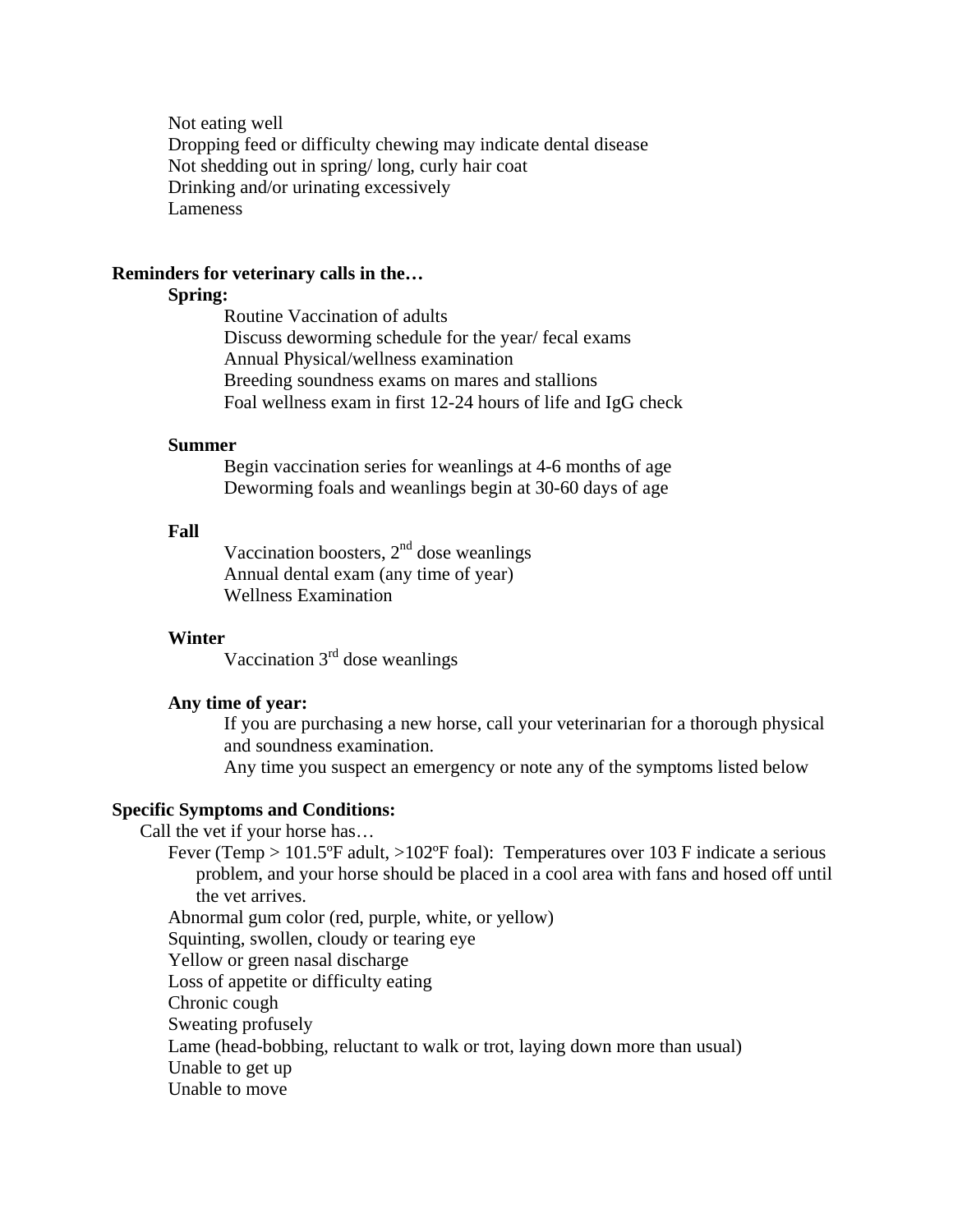Not eating well
Dropping feed or difficulty chewing may indicate dental disease
Not shedding out in spring/ long, curly hair coat
Drinking and/or urinating excessively
Lameness

**Reminders for veterinary calls in the…**

**Spring:**

Routine Vaccination of adults
Discuss deworming schedule for the year/ fecal exams
Annual Physical/wellness examination
Breeding soundness exams on mares and stallions
Foal wellness exam in first 12-24 hours of life and IgG check

**Summer**

Begin vaccination series for weanlings at 4-6 months of age
Deworming foals and weanlings begin at 30-60 days of age

**Fall**

Vaccination boosters, 2nd dose weanlings
Annual dental exam (any time of year)
Wellness Examination

**Winter**

Vaccination 3rd dose weanlings

**Any time of year:**

If you are purchasing a new horse, call your veterinarian for a thorough physical and soundness examination.
Any time you suspect an emergency or note any of the symptoms listed below

**Specific Symptoms and Conditions:**

Call the vet if your horse has…

Fever (Temp > 101.5ºF adult, >102ºF foal): Temperatures over 103 F indicate a serious problem, and your horse should be placed in a cool area with fans and hosed off until the vet arrives.
Abnormal gum color (red, purple, white, or yellow)
Squinting, swollen, cloudy or tearing eye
Yellow or green nasal discharge
Loss of appetite or difficulty eating
Chronic cough
Sweating profusely
Lame (head-bobbing, reluctant to walk or trot, laying down more than usual)
Unable to get up
Unable to move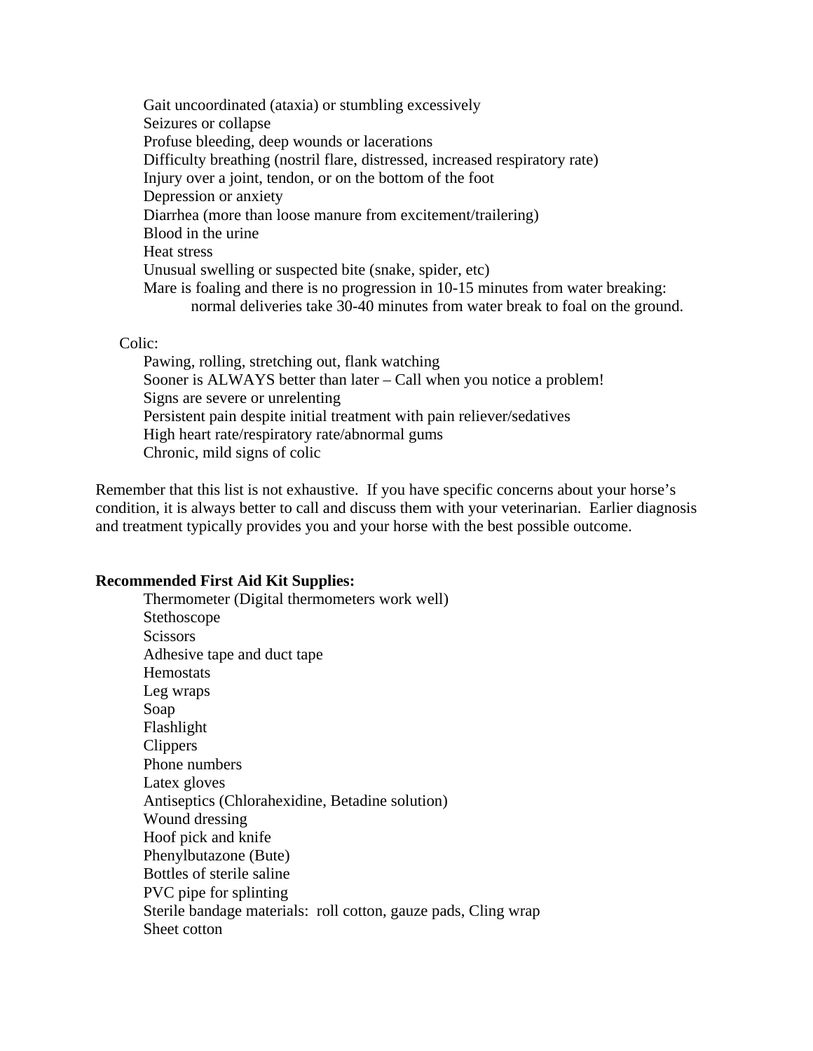- Gait uncoordinated (ataxia) or stumbling excessively
- Seizures or collapse
- Profuse bleeding, deep wounds or lacerations
- Difficulty breathing (nostril flare, distressed, increased respiratory rate)
- Injury over a joint, tendon, or on the bottom of the foot
- Depression or anxiety
- Diarrhea (more than loose manure from excitement/trailering)
- Blood in the urine
- Heat stress
- Unusual swelling or suspected bite (snake, spider, etc)
- Mare is foaling and there is no progression in 10-15 minutes from water breaking:
  normal deliveries take 30-40 minutes from water break to foal on the ground.

Colic:

- Pawing, rolling, stretching out, flank watching
- Sooner is ALWAYS better than later – Call when you notice a problem!
- Signs are severe or unrelenting
- Persistent pain despite initial treatment with pain reliever/sedatives
- High heart rate/respiratory rate/abnormal gums
- Chronic, mild signs of colic

Remember that this list is not exhaustive. If you have specific concerns about your horse's condition, it is always better to call and discuss them with your veterinarian. Earlier diagnosis and treatment typically provides you and your horse with the best possible outcome.

**Recommended First Aid Kit Supplies:**

- Thermometer (Digital thermometers work well)
- Stethoscope
- Scissors
- Adhesive tape and duct tape
- Hemostats
- Leg wraps
- Soap
- Flashlight
- Clippers
- Phone numbers
- Latex gloves
- Antiseptics (Chlorahexidine, Betadine solution)
- Wound dressing
- Hoof pick and knife
- Phenylbutazone (Bute)
- Bottles of sterile saline
- PVC pipe for splinting
- Sterile bandage materials: roll cotton, gauze pads, Cling wrap
- Sheet cotton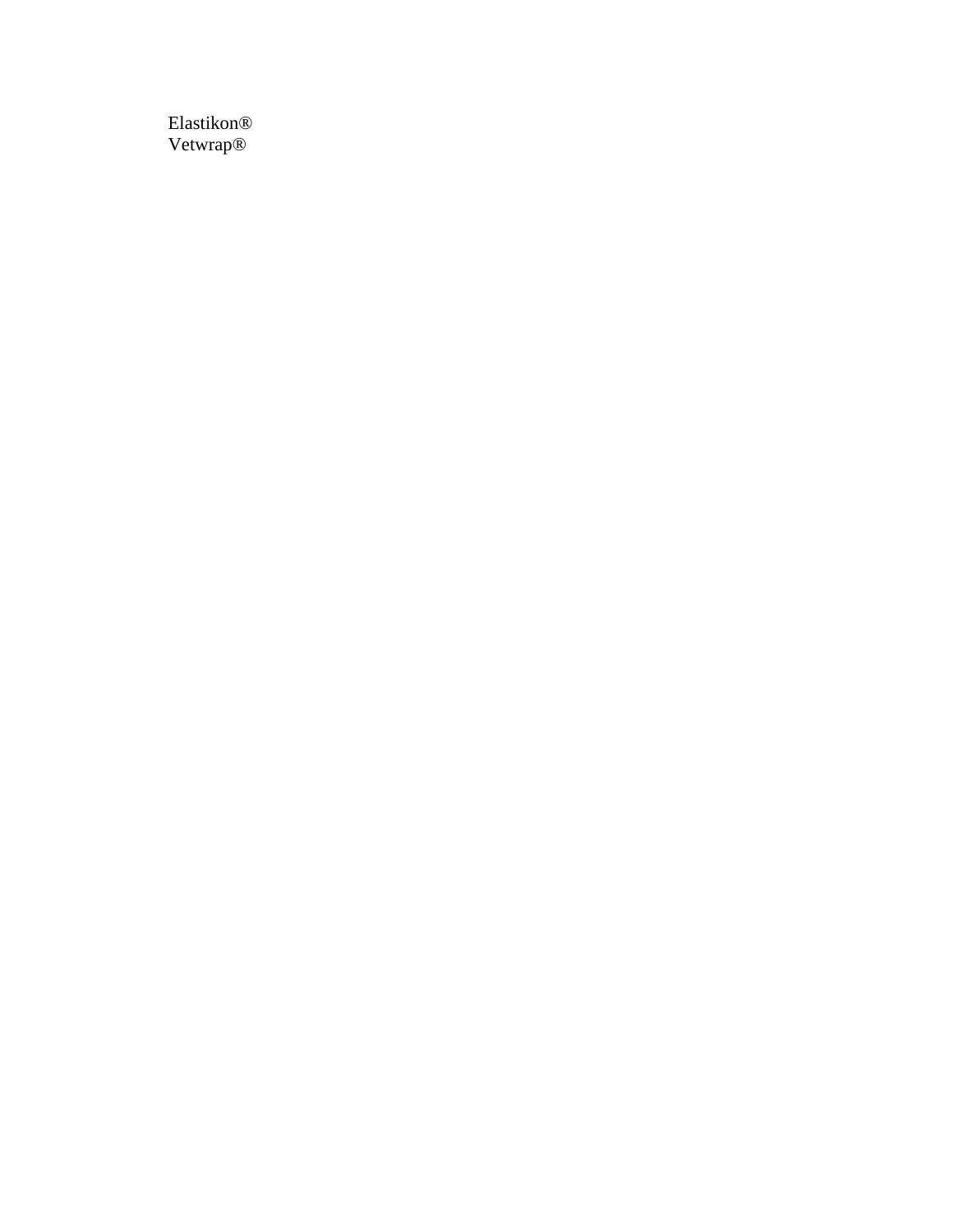Elastikon®
Vetwrap®